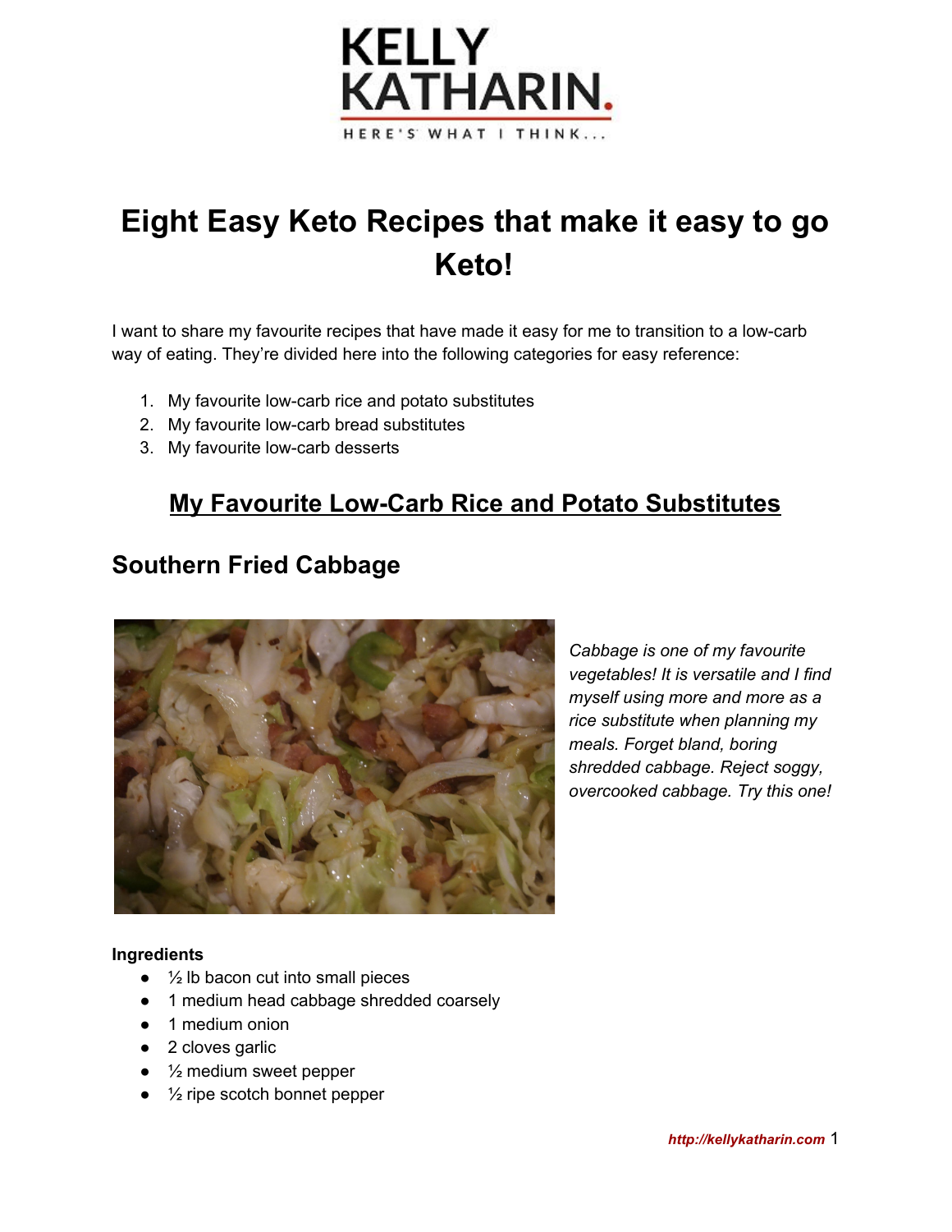KELLY KATHARIN.

HERE'S WHAT I THINK...

# Eight Easy Keto Recipes that make it easy to go Keto!

I want to share my favourite recipes that have made it easy for me to transition to a low-carb way of eating. They're divided here into the following categories for easy reference:

1. My favourite low-carb rice and potato substitutes
2. My favourite low-carb bread substitutes
3. My favourite low-carb desserts

## My Favourite Low-Carb Rice and Potato Substitutes

### Southern Fried Cabbage

*Cabbage is one of my favourite vegetables! It is versatile and I find myself using more and more as a rice substitute when planning my meals. Forget bland, boring shredded cabbage. Reject soggy, overcooked cabbage. Try this one!*

**Ingredients**

- ½ lb bacon cut into small pieces
- 1 medium head cabbage shredded coarsely
- 1 medium onion
- 2 cloves garlic
- ½ medium sweet pepper
- ½ ripe scotch bonnet pepper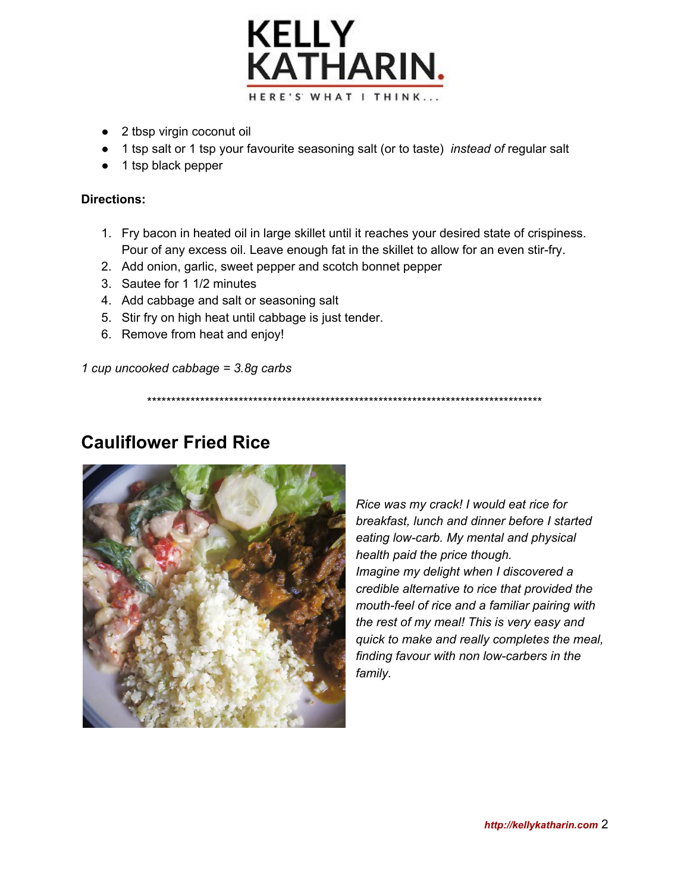- 2 tbsp virgin coconut oil
- 1 tsp salt or 1 tsp your favourite seasoning salt (or to taste) *instead of* regular salt
- 1 tsp black pepper

**Directions:**

1. Fry bacon in heated oil in large skillet until it reaches your desired state of crispiness. Pour of any excess oil. Leave enough fat in the skillet to allow for an even stir-fry.
2. Add onion, garlic, sweet pepper and scotch bonnet pepper
3. Sautee for 1 1/2 minutes
4. Add cabbage and salt or seasoning salt
5. Stir fry on high heat until cabbage is just tender.
6. Remove from heat and enjoy!

*1 cup uncooked cabbage = 3.8g carbs*

**************************************************************************************

## Cauliflower Fried Rice

*Rice was my crack! I would eat rice for breakfast, lunch and dinner before I started eating low-carb. My mental and physical health paid the price though. Imagine my delight when I discovered a credible alternative to rice that provided the mouth-feel of rice and a familiar pairing with the rest of my meal! This is very easy and quick to make and really completes the meal, finding favour with non low-carbers in the family.*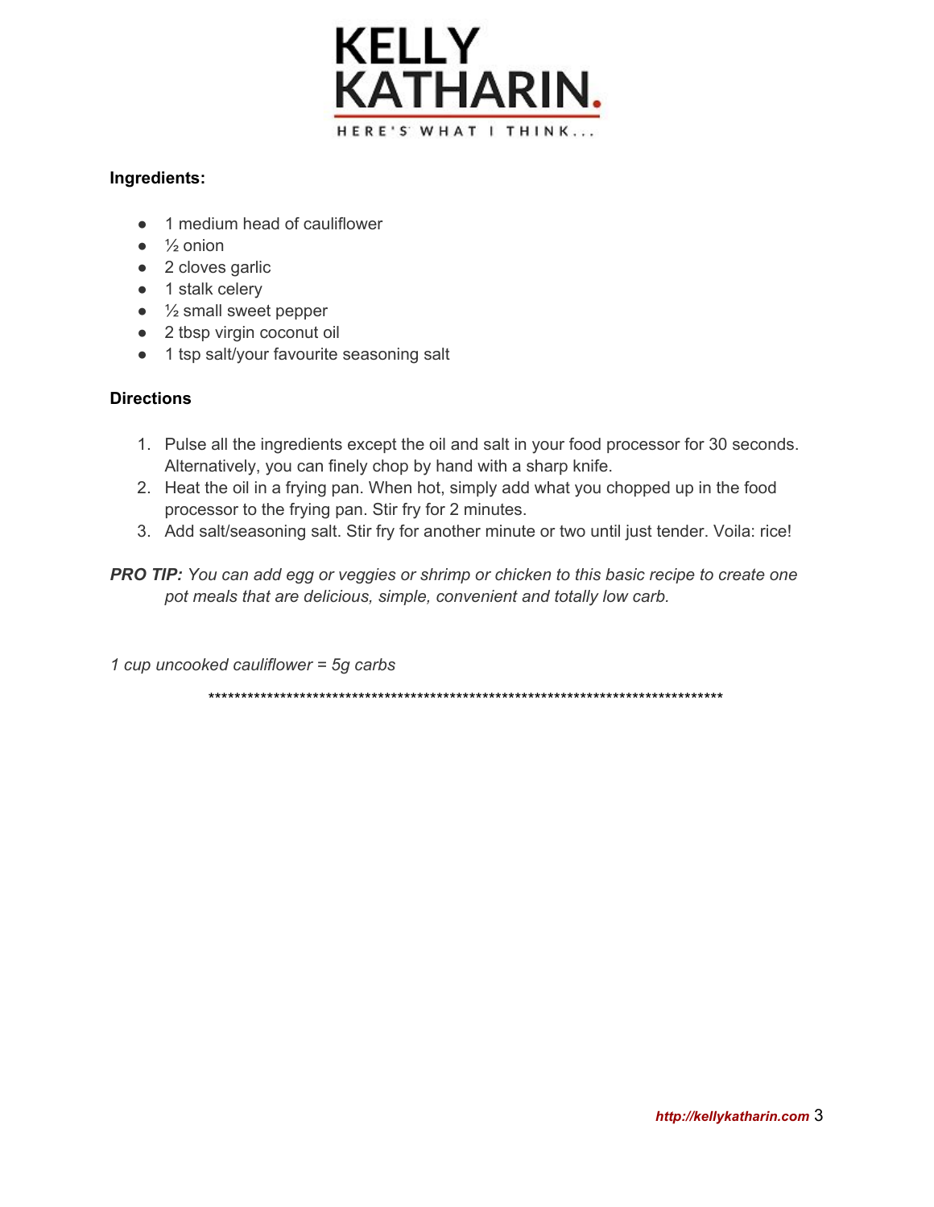**Ingredients:**

- 1 medium head of cauliflower
- ½ onion
- 2 cloves garlic
- 1 stalk celery
- ½ small sweet pepper
- 2 tbsp virgin coconut oil
- 1 tsp salt/your favourite seasoning salt

**Directions**

1. Pulse all the ingredients except the oil and salt in your food processor for 30 seconds. Alternatively, you can finely chop by hand with a sharp knife.
2. Heat the oil in a frying pan. When hot, simply add what you chopped up in the food processor to the frying pan. Stir fry for 2 minutes.
3. Add salt/seasoning salt. Stir fry for another minute or two until just tender. Voila: rice!

***PRO TIP:*** *You can add egg or veggies or shrimp or chicken to this basic recipe to create one pot meals that are delicious, simple, convenient and totally low carb.*

*1 cup uncooked cauliflower = 5g carbs*

*********************************************************************************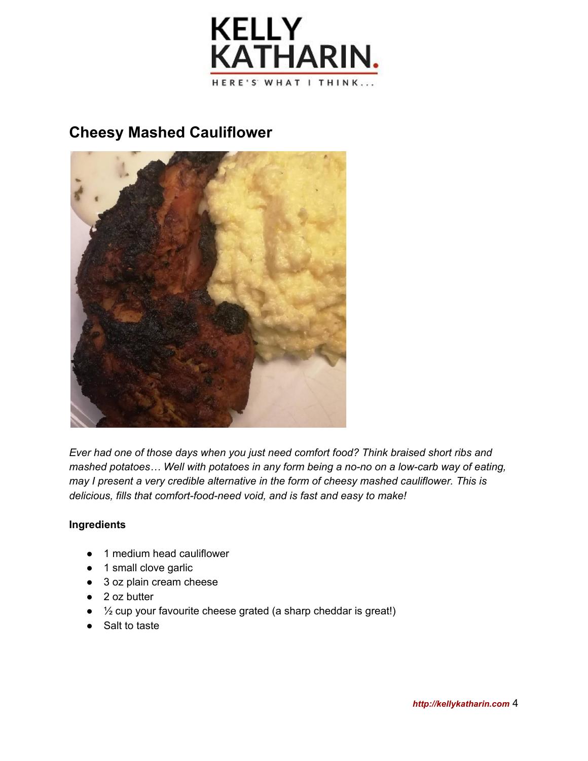## Cheesy Mashed Cauliflower

*Ever had one of those days when you just need comfort food? Think braised short ribs and mashed potatoes… Well with potatoes in any form being a no-no on a low-carb way of eating, may I present a very credible alternative in the form of cheesy mashed cauliflower. This is delicious, fills that comfort-food-need void, and is fast and easy to make!*

**Ingredients**

- 1 medium head cauliflower
- 1 small clove garlic
- 3 oz plain cream cheese
- 2 oz butter
- ½ cup your favourite cheese grated (a sharp cheddar is great!)
- Salt to taste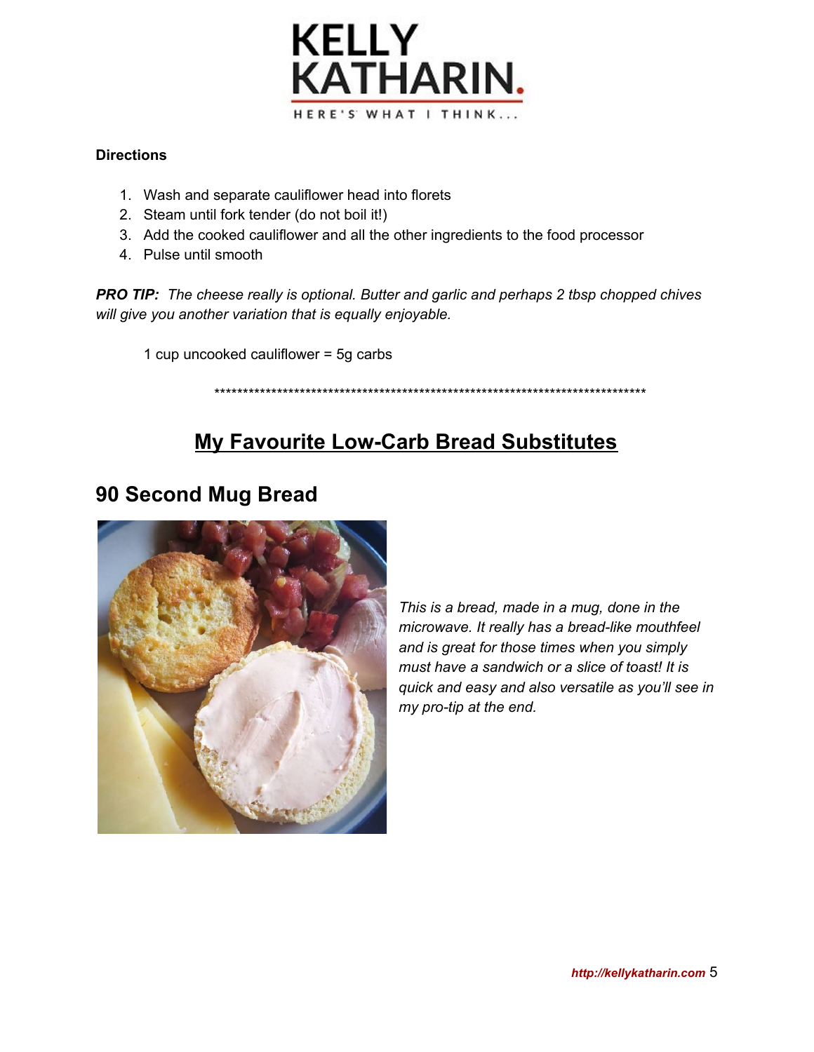**Directions**

1. Wash and separate cauliflower head into florets
2. Steam until fork tender (do not boil it!)
3. Add the cooked cauliflower and all the other ingredients to the food processor
4. Pulse until smooth

***PRO TIP:*** *The cheese really is optional. Butter and garlic and perhaps 2 tbsp chopped chives will give you another variation that is equally enjoyable.*

1 cup uncooked cauliflower = 5g carbs

*******************************************************************************

## My Favourite Low-Carb Bread Substitutes

### 90 Second Mug Bread

*This is a bread, made in a mug, done in the microwave. It really has a bread-like mouthfeel and is great for those times when you simply must have a sandwich or a slice of toast! It is quick and easy and also versatile as you'll see in my pro-tip at the end.*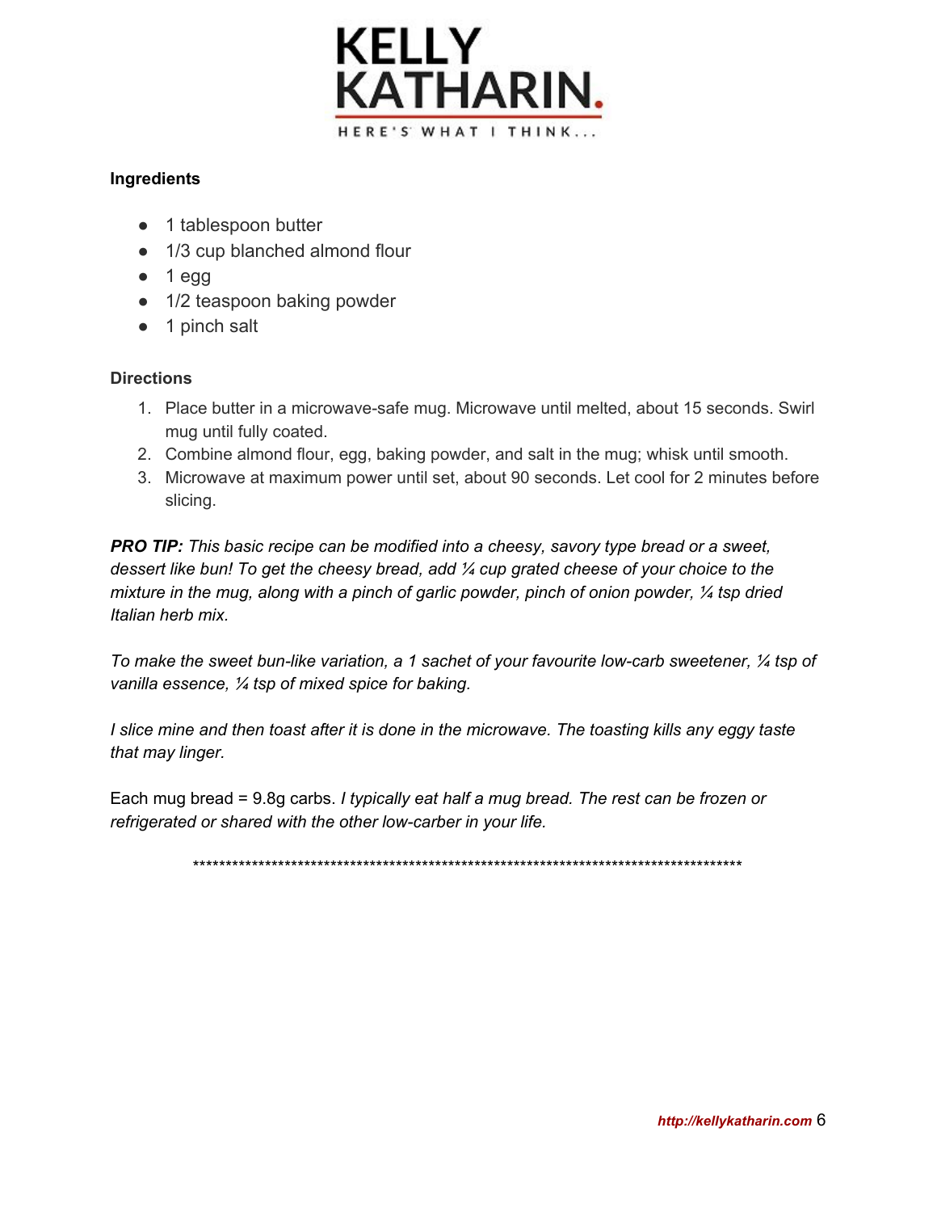**Ingredients**

- 1 tablespoon butter
- 1/3 cup blanched almond flour
- 1 egg
- 1/2 teaspoon baking powder
- 1 pinch salt

**Directions**

1. Place butter in a microwave-safe mug. Microwave until melted, about 15 seconds. Swirl mug until fully coated.
2. Combine almond flour, egg, baking powder, and salt in the mug; whisk until smooth.
3. Microwave at maximum power until set, about 90 seconds. Let cool for 2 minutes before slicing.

***PRO TIP:*** *This basic recipe can be modified into a cheesy, savory type bread or a sweet, dessert like bun! To get the cheesy bread, add ¼ cup grated cheese of your choice to the mixture in the mug, along with a pinch of garlic powder, pinch of onion powder, ¼ tsp dried Italian herb mix.*

*To make the sweet bun-like variation, a 1 sachet of your favourite low-carb sweetener, ¼ tsp of vanilla essence, ¼ tsp of mixed spice for baking.*

*I slice mine and then toast after it is done in the microwave. The toasting kills any eggy taste that may linger.*

Each mug bread = 9.8g carbs. *I typically eat half a mug bread. The rest can be frozen or refrigerated or shared with the other low-carber in your life.*

*************************************************************************************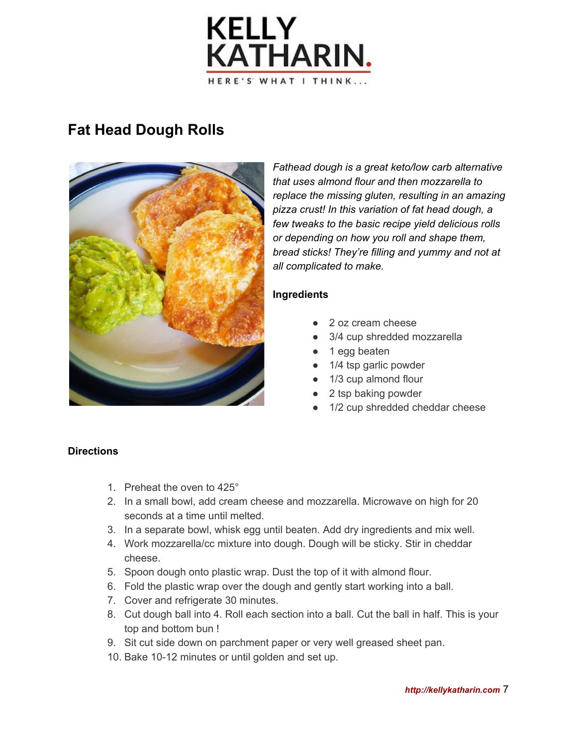## Fat Head Dough Rolls

*Fathead dough is a great keto/low carb alternative that uses almond flour and then mozzarella to replace the missing gluten, resulting in an amazing pizza crust! In this variation of fat head dough, a few tweaks to the basic recipe yield delicious rolls or depending on how you roll and shape them, bread sticks! They're filling and yummy and not at all complicated to make.*

**Ingredients**

- 2 oz cream cheese
- 3/4 cup shredded mozzarella
- 1 egg beaten
- 1/4 tsp garlic powder
- 1/3 cup almond flour
- 2 tsp baking powder
- 1/2 cup shredded cheddar cheese

**Directions**

1. Preheat the oven to 425°
2. In a small bowl, add cream cheese and mozzarella. Microwave on high for 20 seconds at a time until melted.
3. In a separate bowl, whisk egg until beaten. Add dry ingredients and mix well.
4. Work mozzarella/cc mixture into dough. Dough will be sticky. Stir in cheddar cheese.
5. Spoon dough onto plastic wrap. Dust the top of it with almond flour.
6. Fold the plastic wrap over the dough and gently start working into a ball.
7. Cover and refrigerate 30 minutes.
8. Cut dough ball into 4. Roll each section into a ball. Cut the ball in half. This is your top and bottom bun !
9. Sit cut side down on parchment paper or very well greased sheet pan.
10. Bake 10-12 minutes or until golden and set up.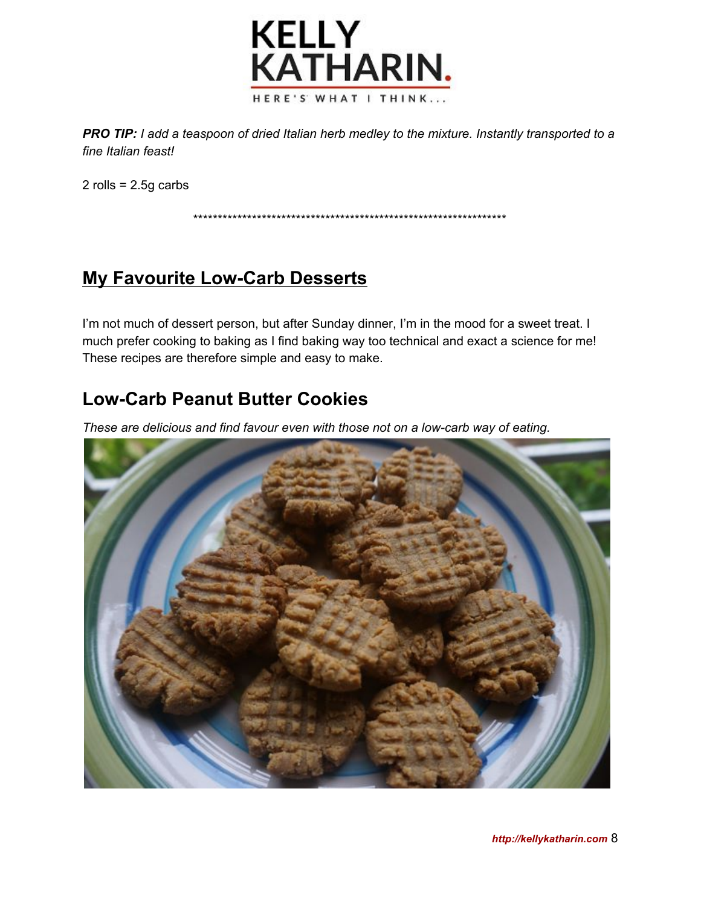***PRO TIP:*** *I add a teaspoon of dried Italian herb medley to the mixture. Instantly transported to a fine Italian feast!*

2 rolls = 2.5g carbs

******************************************************************

## My Favourite Low-Carb Desserts

I'm not much of dessert person, but after Sunday dinner, I'm in the mood for a sweet treat. I much prefer cooking to baking as I find baking way too technical and exact a science for me! These recipes are therefore simple and easy to make.

### Low-Carb Peanut Butter Cookies

*These are delicious and find favour even with those not on a low-carb way of eating.*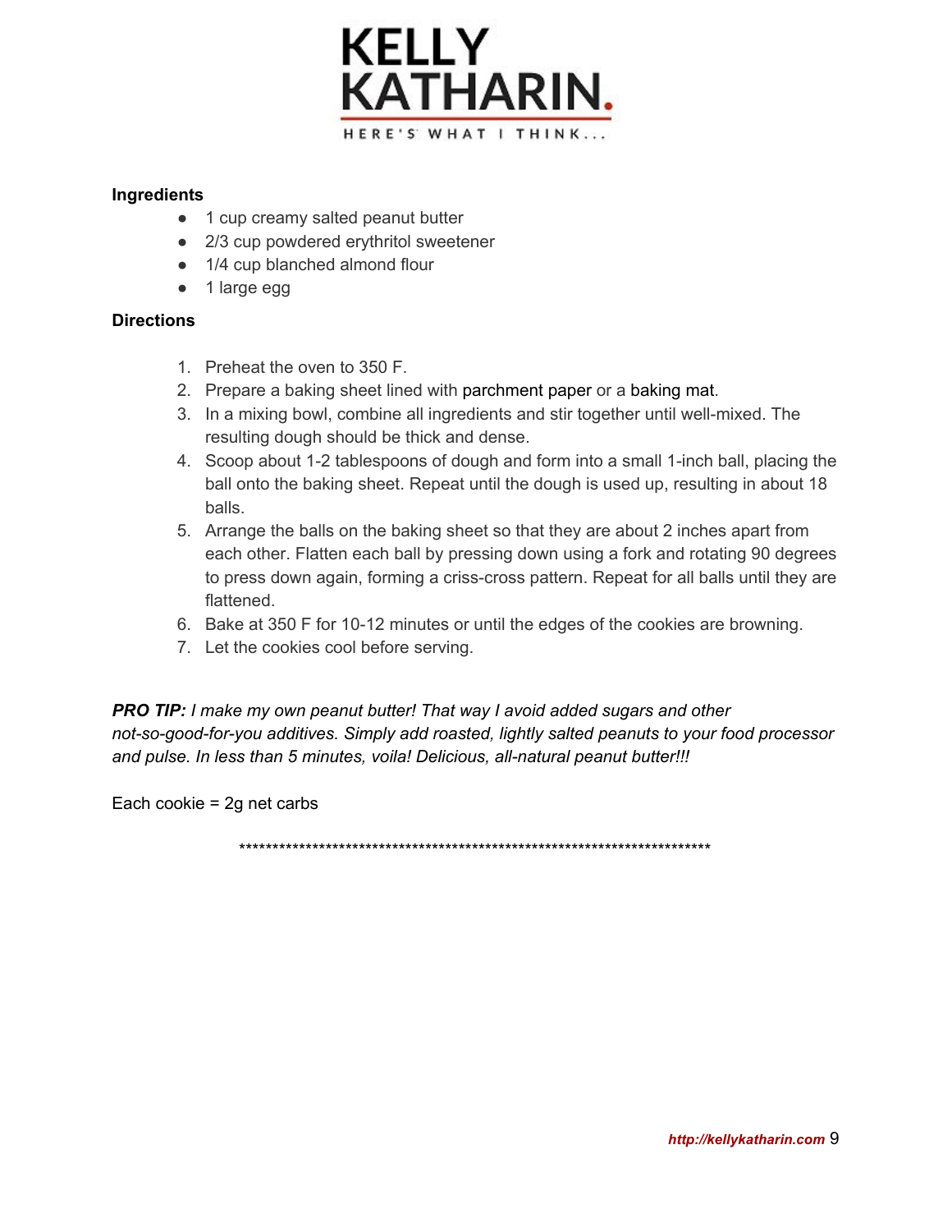# KELLY KATHARIN.

HERE'S WHAT I THINK...

**Ingredients**

- 1 cup creamy salted peanut butter
- 2/3 cup powdered erythritol sweetener
- 1/4 cup blanched almond flour
- 1 large egg

**Directions**

1. Preheat the oven to 350 F.
2. Prepare a baking sheet lined with parchment paper or a baking mat.
3. In a mixing bowl, combine all ingredients and stir together until well-mixed. The resulting dough should be thick and dense.
4. Scoop about 1-2 tablespoons of dough and form into a small 1-inch ball, placing the ball onto the baking sheet. Repeat until the dough is used up, resulting in about 18 balls.
5. Arrange the balls on the baking sheet so that they are about 2 inches apart from each other. Flatten each ball by pressing down using a fork and rotating 90 degrees to press down again, forming a criss-cross pattern. Repeat for all balls until they are flattened.
6. Bake at 350 F for 10-12 minutes or until the edges of the cookies are browning.
7. Let the cookies cool before serving.

***PRO TIP:*** *I make my own peanut butter! That way I avoid added sugars and other not-so-good-for-you additives. Simply add roasted, lightly salted peanuts to your food processor and pulse. In less than 5 minutes, voila! Delicious, all-natural peanut butter!!!*

Each cookie = 2g net carbs

**************************************************************************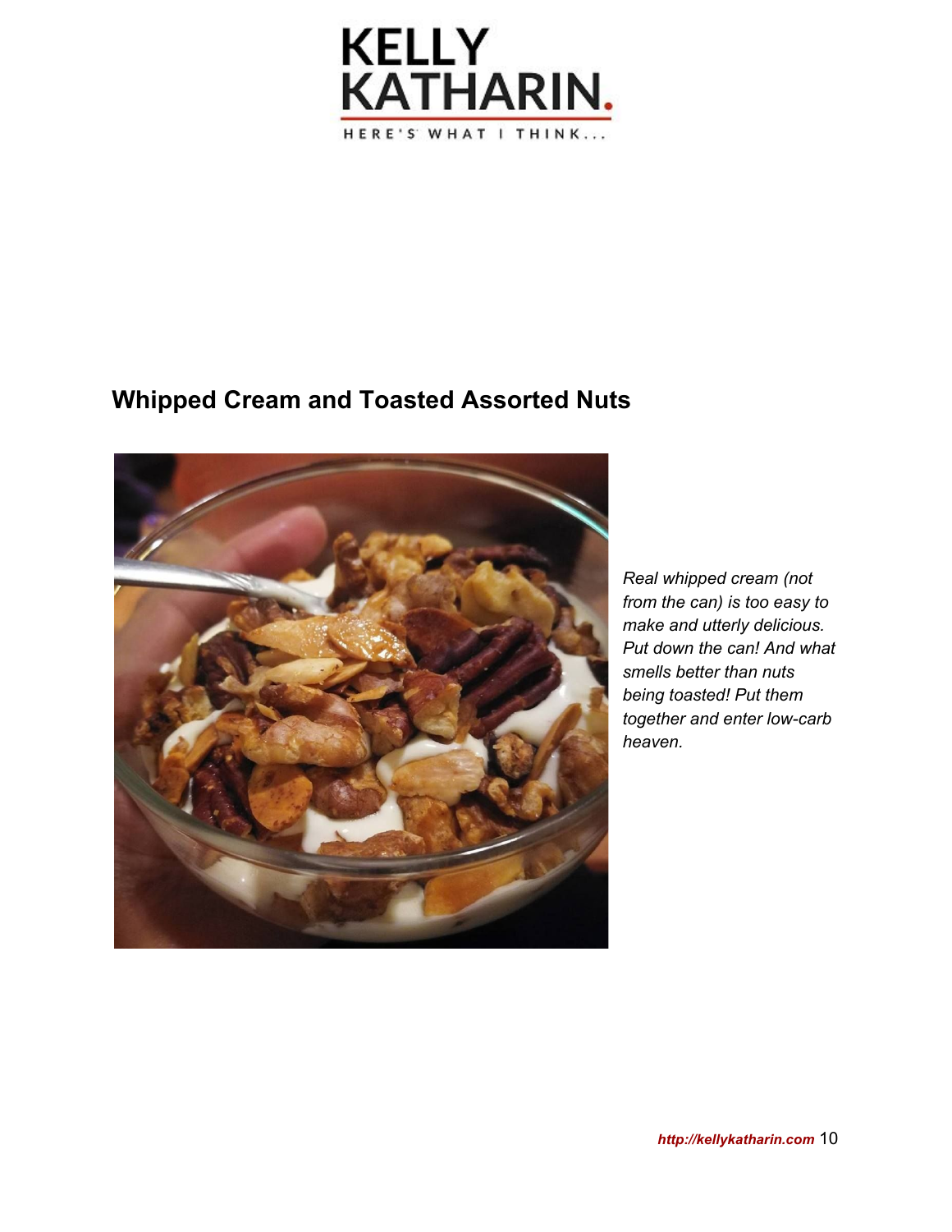## Whipped Cream and Toasted Assorted Nuts

*Real whipped cream (not from the can) is too easy to make and utterly delicious. Put down the can! And what smells better than nuts being toasted! Put them together and enter low-carb heaven.*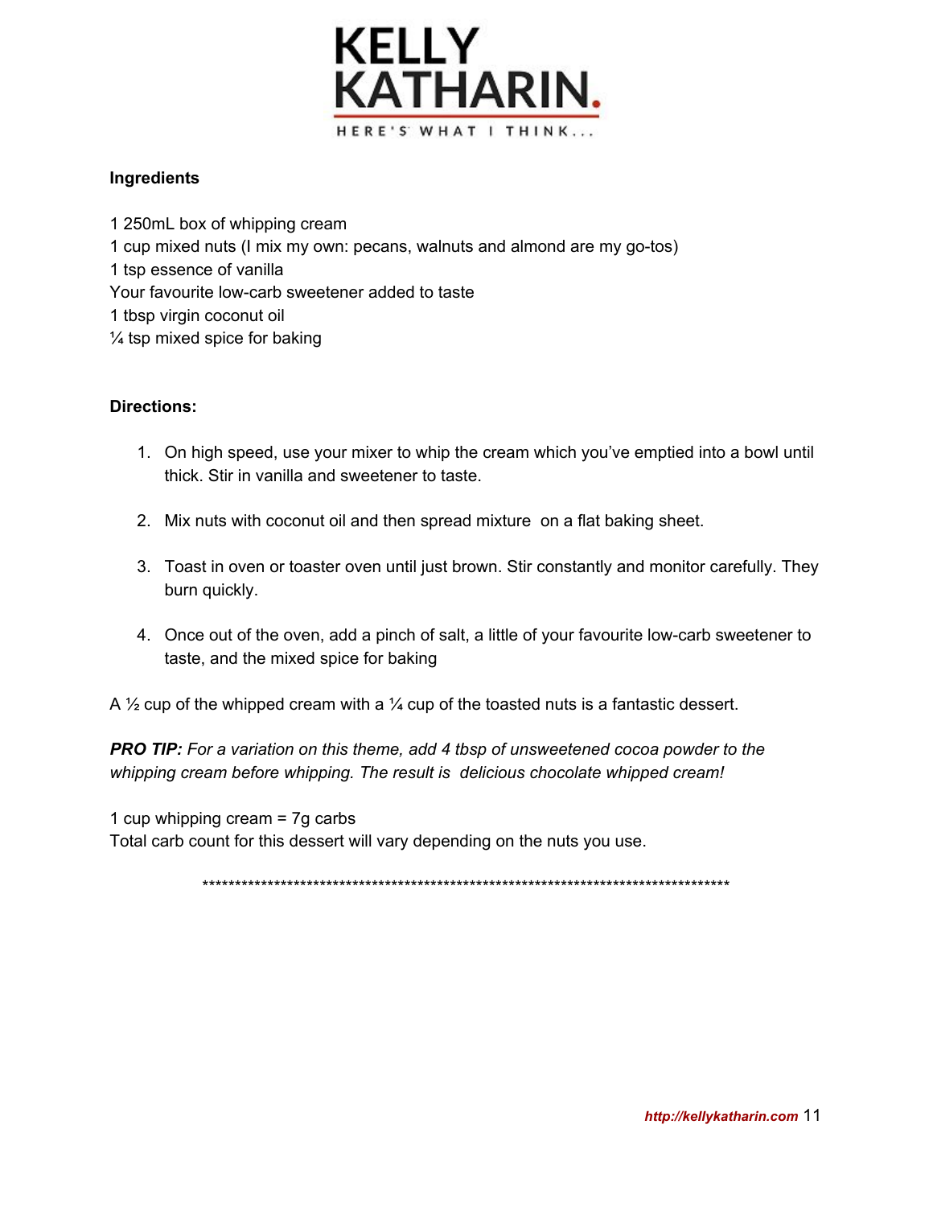**Ingredients**

1 250mL box of whipping cream
1 cup mixed nuts (I mix my own: pecans, walnuts and almond are my go-tos)
1 tsp essence of vanilla
Your favourite low-carb sweetener added to taste
1 tbsp virgin coconut oil
¼ tsp mixed spice for baking

**Directions:**

1. On high speed, use your mixer to whip the cream which you've emptied into a bowl until thick. Stir in vanilla and sweetener to taste.

2. Mix nuts with coconut oil and then spread mixture on a flat baking sheet.

3. Toast in oven or toaster oven until just brown. Stir constantly and monitor carefully. They burn quickly.

4. Once out of the oven, add a pinch of salt, a little of your favourite low-carb sweetener to taste, and the mixed spice for baking

A ½ cup of the whipped cream with a ¼ cup of the toasted nuts is a fantastic dessert.

***PRO TIP:*** *For a variation on this theme, add 4 tbsp of unsweetened cocoa powder to the whipping cream before whipping. The result is delicious chocolate whipped cream!*

1 cup whipping cream = 7g carbs
Total carb count for this dessert will vary depending on the nuts you use.

************************************************************************************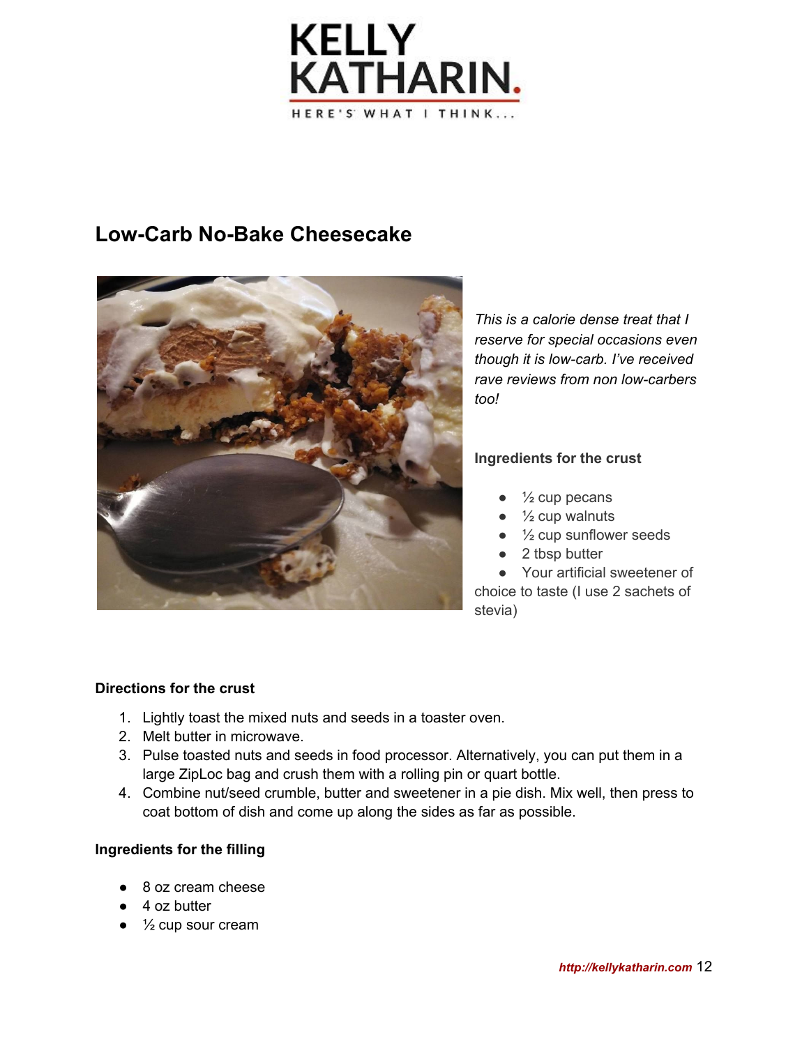## Low-Carb No-Bake Cheesecake

*This is a calorie dense treat that I reserve for special occasions even though it is low-carb. I've received rave reviews from non low-carbers too!*

**Ingredients for the crust**

- ½ cup pecans
- ½ cup walnuts
- ½ cup sunflower seeds
- 2 tbsp butter
- Your artificial sweetener of choice to taste (I use 2 sachets of stevia)

**Directions for the crust**

1. Lightly toast the mixed nuts and seeds in a toaster oven.
2. Melt butter in microwave.
3. Pulse toasted nuts and seeds in food processor. Alternatively, you can put them in a large ZipLoc bag and crush them with a rolling pin or quart bottle.
4. Combine nut/seed crumble, butter and sweetener in a pie dish. Mix well, then press to coat bottom of dish and come up along the sides as far as possible.

**Ingredients for the filling**

- 8 oz cream cheese
- 4 oz butter
- ½ cup sour cream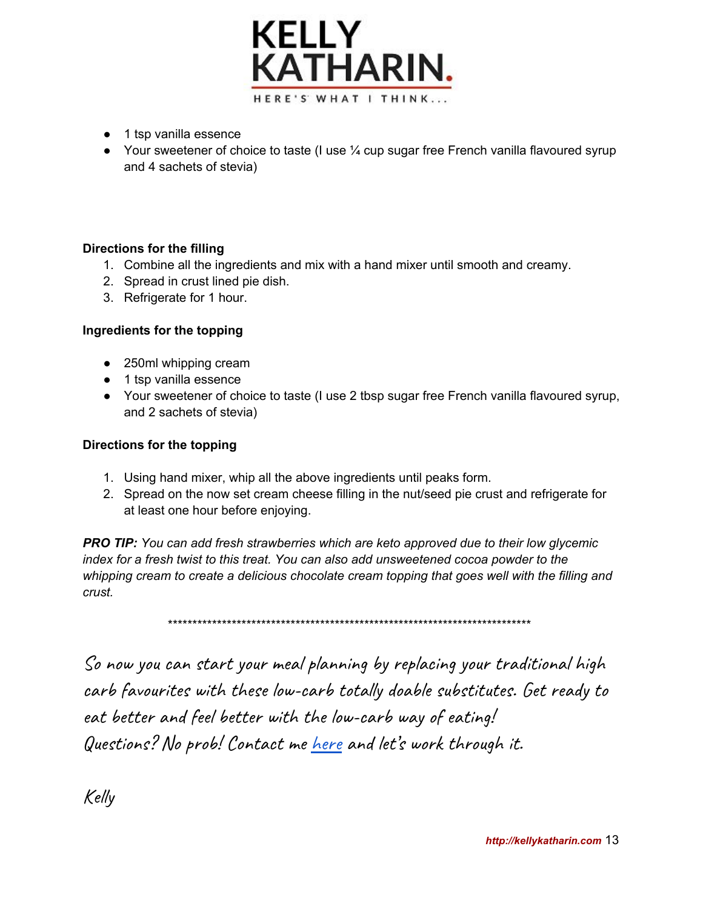- 1 tsp vanilla essence
- Your sweetener of choice to taste (I use ¼ cup sugar free French vanilla flavoured syrup and 4 sachets of stevia)

**Directions for the filling**

1. Combine all the ingredients and mix with a hand mixer until smooth and creamy.
2. Spread in crust lined pie dish.
3. Refrigerate for 1 hour.

**Ingredients for the topping**

- 250ml whipping cream
- 1 tsp vanilla essence
- Your sweetener of choice to taste (I use 2 tbsp sugar free French vanilla flavoured syrup, and 2 sachets of stevia)

**Directions for the topping**

1. Using hand mixer, whip all the above ingredients until peaks form.
2. Spread on the now set cream cheese filling in the nut/seed pie crust and refrigerate for at least one hour before enjoying.

***PRO TIP:** You can add fresh strawberries which are keto approved due to their low glycemic index for a fresh twist to this treat. You can also add unsweetened cocoa powder to the whipping cream to create a delicious chocolate cream topping that goes well with the filling and crust.*

******************************************************************************

So now you can start your meal planning by replacing your traditional high carb favourites with these low-carb totally doable substitutes. Get ready to eat better and feel better with the low-carb way of eating!
Questions? No prob! Contact me here and let's work through it.

Kelly